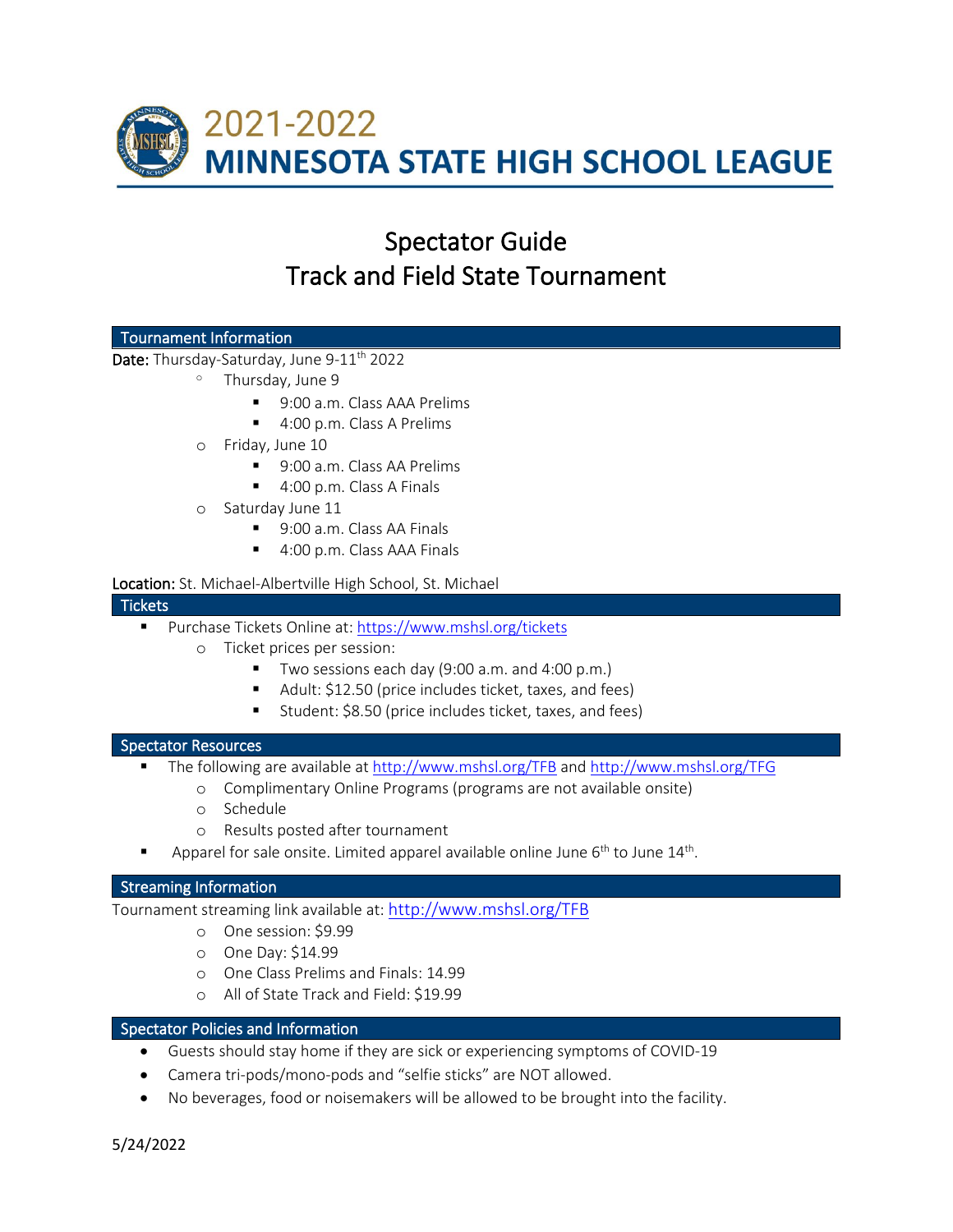# 2021-2022 MINNESOTA STATE HIGH SCHOOL LEAGUE

## Spectator Guide
## Track and Field State Tournament

### Tournament Information

**Date:** Thursday-Saturday, June 9-11th 2022

- Thursday, June 9
  - 9:00 a.m. Class AAA Prelims
  - 4:00 p.m. Class A Prelims
- Friday, June 10
  - 9:00 a.m. Class AA Prelims
  - 4:00 p.m. Class A Finals
- Saturday June 11
  - 9:00 a.m. Class AA Finals
  - 4:00 p.m. Class AAA Finals

**Location:** St. Michael-Albertville High School, St. Michael

### Tickets

- Purchase Tickets Online at: https://www.mshsl.org/tickets
  - Ticket prices per session:
    - Two sessions each day (9:00 a.m. and 4:00 p.m.)
    - Adult: $12.50 (price includes ticket, taxes, and fees)
    - Student: $8.50 (price includes ticket, taxes, and fees)

### Spectator Resources

- The following are available at http://www.mshsl.org/TFB and http://www.mshsl.org/TFG
  - Complimentary Online Programs (programs are not available onsite)
  - Schedule
  - Results posted after tournament
- Apparel for sale onsite. Limited apparel available online June 6th to June 14th.

### Streaming Information

Tournament streaming link available at: http://www.mshsl.org/TFB

- One session: $9.99
- One Day: $14.99
- One Class Prelims and Finals: 14.99
- All of State Track and Field: $19.99

### Spectator Policies and Information

- Guests should stay home if they are sick or experiencing symptoms of COVID-19
- Camera tri-pods/mono-pods and "selfie sticks" are NOT allowed.
- No beverages, food or noisemakers will be allowed to be brought into the facility.

5/24/2022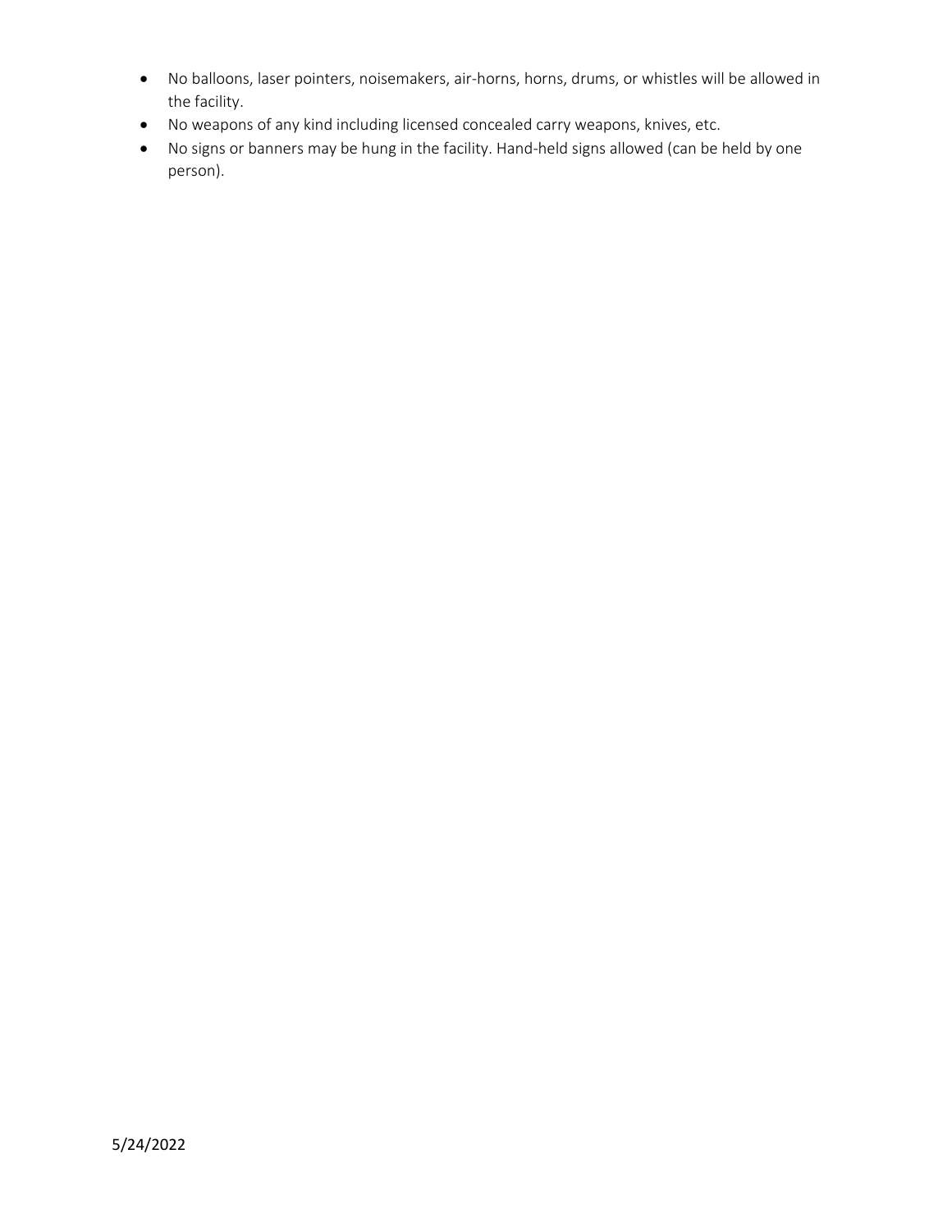- No balloons, laser pointers, noisemakers, air-horns, horns, drums, or whistles will be allowed in the facility.
- No weapons of any kind including licensed concealed carry weapons, knives, etc.
- No signs or banners may be hung in the facility. Hand-held signs allowed (can be held by one person).

5/24/2022